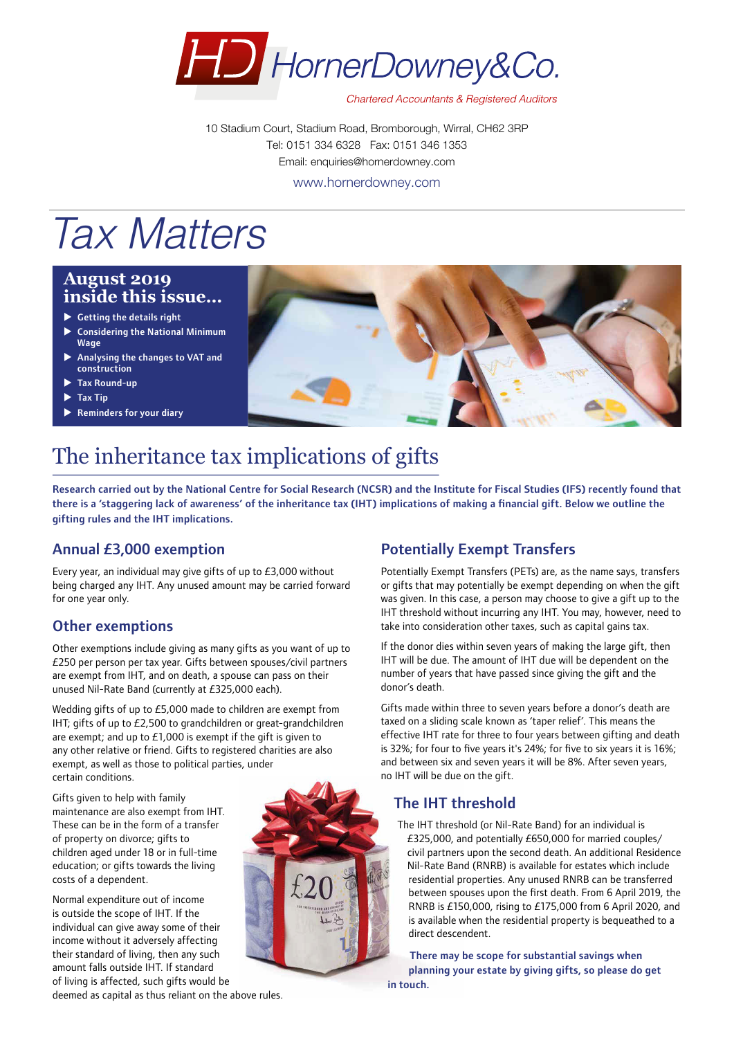# HornerDowney&Co.

*Chartered Accountants & Registered Auditors*

10 Stadium Court, Stadium Road, Bromborough, Wirral, CH62 3RP
Tel: 0151 334 6328 Fax: 0151 346 1353
Email: enquiries@hornerdowney.com
www.hornerdowney.com

# *Tax Matters*

## August 2019 inside this issue...

- Getting the details right
- Considering the National Minimum Wage
- Analysing the changes to VAT and construction
- Tax Round-up
- Tax Tip
- Reminders for your diary

# The inheritance tax implications of gifts

**Research carried out by the National Centre for Social Research (NCSR) and the Institute for Fiscal Studies (IFS) recently found that there is a 'staggering lack of awareness' of the inheritance tax (IHT) implications of making a financial gift. Below we outline the gifting rules and the IHT implications.**

## Annual £3,000 exemption

Every year, an individual may give gifts of up to £3,000 without being charged any IHT. Any unused amount may be carried forward for one year only.

## Other exemptions

Other exemptions include giving as many gifts as you want of up to £250 per person per tax year. Gifts between spouses/civil partners are exempt from IHT, and on death, a spouse can pass on their unused Nil-Rate Band (currently at £325,000 each).

Wedding gifts of up to £5,000 made to children are exempt from IHT; gifts of up to £2,500 to grandchildren or great-grandchildren are exempt; and up to £1,000 is exempt if the gift is given to any other relative or friend. Gifts to registered charities are also exempt, as well as those to political parties, under certain conditions.

Gifts given to help with family maintenance are also exempt from IHT. These can be in the form of a transfer of property on divorce; gifts to children aged under 18 or in full-time education; or gifts towards the living costs of a dependent.

Normal expenditure out of income is outside the scope of IHT. If the individual can give away some of their income without it adversely affecting their standard of living, then any such amount falls outside IHT. If standard of living is affected, such gifts would be deemed as capital as thus reliant on the above rules.

## Potentially Exempt Transfers

Potentially Exempt Transfers (PETs) are, as the name says, transfers or gifts that may potentially be exempt depending on when the gift was given. In this case, a person may choose to give a gift up to the IHT threshold without incurring any IHT. You may, however, need to take into consideration other taxes, such as capital gains tax.

If the donor dies within seven years of making the large gift, then IHT will be due. The amount of IHT due will be dependent on the number of years that have passed since giving the gift and the donor's death.

Gifts made within three to seven years before a donor's death are taxed on a sliding scale known as 'taper relief'. This means the effective IHT rate for three to four years between gifting and death is 32%; for four to five years it's 24%; for five to six years it is 16%; and between six and seven years it will be 8%. After seven years, no IHT will be due on the gift.

## The IHT threshold

The IHT threshold (or Nil-Rate Band) for an individual is £325,000, and potentially £650,000 for married couples/civil partners upon the second death. An additional Residence Nil-Rate Band (RNRB) is available for estates which include residential properties. Any unused RNRB can be transferred between spouses upon the first death. From 6 April 2019, the RNRB is £150,000, rising to £175,000 from 6 April 2020, and is available when the residential property is bequeathed to a direct descendent.

**There may be scope for substantial savings when planning your estate by giving gifts, so please do get in touch.**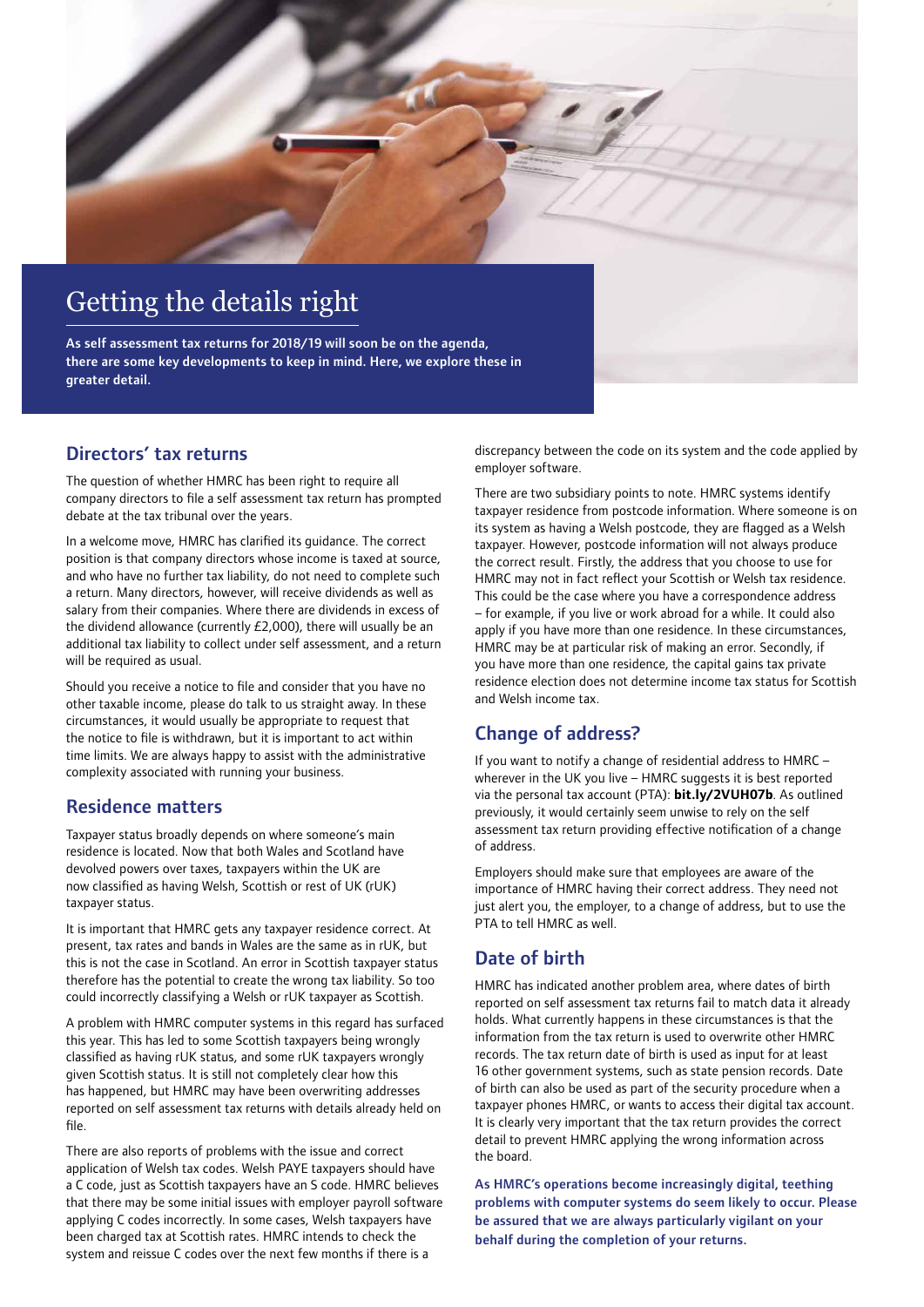# Getting the details right

**As self assessment tax returns for 2018/19 will soon be on the agenda, there are some key developments to keep in mind. Here, we explore these in greater detail.**

## Directors' tax returns

The question of whether HMRC has been right to require all company directors to file a self assessment tax return has prompted debate at the tax tribunal over the years.

In a welcome move, HMRC has clarified its guidance. The correct position is that company directors whose income is taxed at source, and who have no further tax liability, do not need to complete such a return. Many directors, however, will receive dividends as well as salary from their companies. Where there are dividends in excess of the dividend allowance (currently £2,000), there will usually be an additional tax liability to collect under self assessment, and a return will be required as usual.

Should you receive a notice to file and consider that you have no other taxable income, please do talk to us straight away. In these circumstances, it would usually be appropriate to request that the notice to file is withdrawn, but it is important to act within time limits. We are always happy to assist with the administrative complexity associated with running your business.

## Residence matters

Taxpayer status broadly depends on where someone's main residence is located. Now that both Wales and Scotland have devolved powers over taxes, taxpayers within the UK are now classified as having Welsh, Scottish or rest of UK (rUK) taxpayer status.

It is important that HMRC gets any taxpayer residence correct. At present, tax rates and bands in Wales are the same as in rUK, but this is not the case in Scotland. An error in Scottish taxpayer status therefore has the potential to create the wrong tax liability. So too could incorrectly classifying a Welsh or rUK taxpayer as Scottish.

A problem with HMRC computer systems in this regard has surfaced this year. This has led to some Scottish taxpayers being wrongly classified as having rUK status, and some rUK taxpayers wrongly given Scottish status. It is still not completely clear how this has happened, but HMRC may have been overwriting addresses reported on self assessment tax returns with details already held on file.

There are also reports of problems with the issue and correct application of Welsh tax codes. Welsh PAYE taxpayers should have a C code, just as Scottish taxpayers have an S code. HMRC believes that there may be some initial issues with employer payroll software applying C codes incorrectly. In some cases, Welsh taxpayers have been charged tax at Scottish rates. HMRC intends to check the system and reissue C codes over the next few months if there is a discrepancy between the code on its system and the code applied by employer software.

There are two subsidiary points to note. HMRC systems identify taxpayer residence from postcode information. Where someone is on its system as having a Welsh postcode, they are flagged as a Welsh taxpayer. However, postcode information will not always produce the correct result. Firstly, the address that you choose to use for HMRC may not in fact reflect your Scottish or Welsh tax residence. This could be the case where you have a correspondence address – for example, if you live or work abroad for a while. It could also apply if you have more than one residence. In these circumstances, HMRC may be at particular risk of making an error. Secondly, if you have more than one residence, the capital gains tax private residence election does not determine income tax status for Scottish and Welsh income tax.

## Change of address?

If you want to notify a change of residential address to HMRC – wherever in the UK you live – HMRC suggests it is best reported via the personal tax account (PTA): **bit.ly/2VUH07b**. As outlined previously, it would certainly seem unwise to rely on the self assessment tax return providing effective notification of a change of address.

Employers should make sure that employees are aware of the importance of HMRC having their correct address. They need not just alert you, the employer, to a change of address, but to use the PTA to tell HMRC as well.

## Date of birth

HMRC has indicated another problem area, where dates of birth reported on self assessment tax returns fail to match data it already holds. What currently happens in these circumstances is that the information from the tax return is used to overwrite other HMRC records. The tax return date of birth is used as input for at least 16 other government systems, such as state pension records. Date of birth can also be used as part of the security procedure when a taxpayer phones HMRC, or wants to access their digital tax account. It is clearly very important that the tax return provides the correct detail to prevent HMRC applying the wrong information across the board.

**As HMRC's operations become increasingly digital, teething problems with computer systems do seem likely to occur. Please be assured that we are always particularly vigilant on your behalf during the completion of your returns.**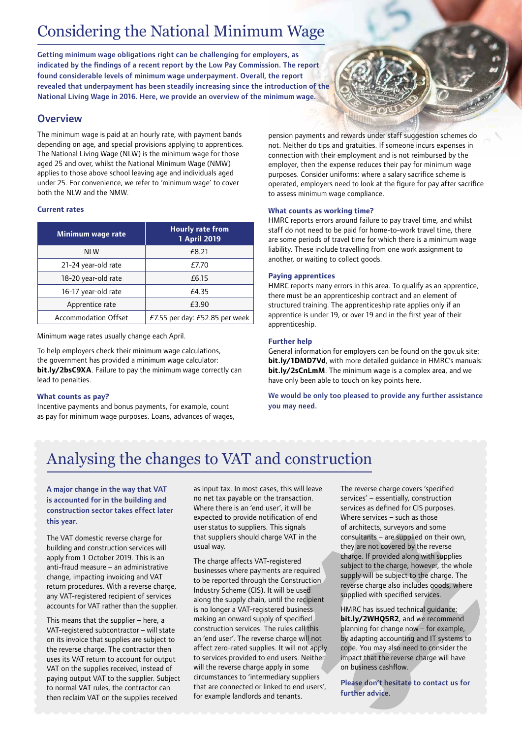# Considering the National Minimum Wage

**Getting minimum wage obligations right can be challenging for employers, as indicated by the findings of a recent report by the Low Pay Commission. The report found considerable levels of minimum wage underpayment. Overall, the report revealed that underpayment has been steadily increasing since the introduction of the National Living Wage in 2016. Here, we provide an overview of the minimum wage.**

## Overview

The minimum wage is paid at an hourly rate, with payment bands depending on age, and special provisions applying to apprentices. The National Living Wage (NLW) is the minimum wage for those aged 25 and over, whilst the National Minimum Wage (NMW) applies to those above school leaving age and individuals aged under 25. For convenience, we refer to 'minimum wage' to cover both the NLW and the NMW.

### Current rates

| Minimum wage rate | Hourly rate from 1 April 2019 |
|---|---|
| NLW | £8.21 |
| 21-24 year-old rate | £7.70 |
| 18-20 year-old rate | £6.15 |
| 16-17 year-old rate | £4.35 |
| Apprentice rate | £3.90 |
| Accommodation Offset | £7.55 per day: £52.85 per week |

Minimum wage rates usually change each April.

To help employers check their minimum wage calculations, the government has provided a minimum wage calculator: **bit.ly/2bsC9XA**. Failure to pay the minimum wage correctly can lead to penalties.

### What counts as pay?

Incentive payments and bonus payments, for example, count as pay for minimum wage purposes. Loans, advances of wages, pension payments and rewards under staff suggestion schemes do not. Neither do tips and gratuities. If someone incurs expenses in connection with their employment and is not reimbursed by the employer, then the expense reduces their pay for minimum wage purposes. Consider uniforms: where a salary sacrifice scheme is operated, employers need to look at the figure for pay after sacrifice to assess minimum wage compliance.

### What counts as working time?

HMRC reports errors around failure to pay travel time, and whilst staff do not need to be paid for home-to-work travel time, there are some periods of travel time for which there is a minimum wage liability. These include travelling from one work assignment to another, or waiting to collect goods.

### Paying apprentices

HMRC reports many errors in this area. To qualify as an apprentice, there must be an apprenticeship contract and an element of structured training. The apprenticeship rate applies only if an apprentice is under 19, or over 19 and in the first year of their apprenticeship.

### Further help

General information for employers can be found on the gov.uk site: **bit.ly/1DMD7Vd**, with more detailed guidance in HMRC's manuals: **bit.ly/2sCnLmM**. The minimum wage is a complex area, and we have only been able to touch on key points here.

**We would be only too pleased to provide any further assistance you may need.**

# Analysing the changes to VAT and construction

**A major change in the way that VAT is accounted for in the building and construction sector takes effect later this year.**

The VAT domestic reverse charge for building and construction services will apply from 1 October 2019. This is an anti-fraud measure – an administrative change, impacting invoicing and VAT return procedures. With a reverse charge, any VAT-registered recipient of services accounts for VAT rather than the supplier.

This means that the supplier – here, a VAT-registered subcontractor – will state on its invoice that supplies are subject to the reverse charge. The contractor then uses its VAT return to account for output VAT on the supplies received, instead of paying output VAT to the supplier. Subject to normal VAT rules, the contractor can then reclaim VAT on the supplies received as input tax. In most cases, this will leave no net tax payable on the transaction. Where there is an 'end user', it will be expected to provide notification of end user status to suppliers. This signals that suppliers should charge VAT in the usual way.

The charge affects VAT-registered businesses where payments are required to be reported through the Construction Industry Scheme (CIS). It will be used along the supply chain, until the recipient is no longer a VAT-registered business making an onward supply of specified construction services. The rules call this an 'end user'. The reverse charge will not affect zero-rated supplies. It will not apply to services provided to end users. Neither will the reverse charge apply in some circumstances to 'intermediary suppliers that are connected or linked to end users', for example landlords and tenants.

The reverse charge covers 'specified services' – essentially, construction services as defined for CIS purposes. Where services – such as those of architects, surveyors and some consultants – are supplied on their own, they are not covered by the reverse charge. If provided along with supplies subject to the charge, however, the whole supply will be subject to the charge. The reverse charge also includes goods, where supplied with specified services.

HMRC has issued technical guidance: **bit.ly/2WHQ5R2**, and we recommend planning for change now – for example, by adapting accounting and IT systems to cope. You may also need to consider the impact that the reverse charge will have on business cashflow.

**Please don't hesitate to contact us for further advice.**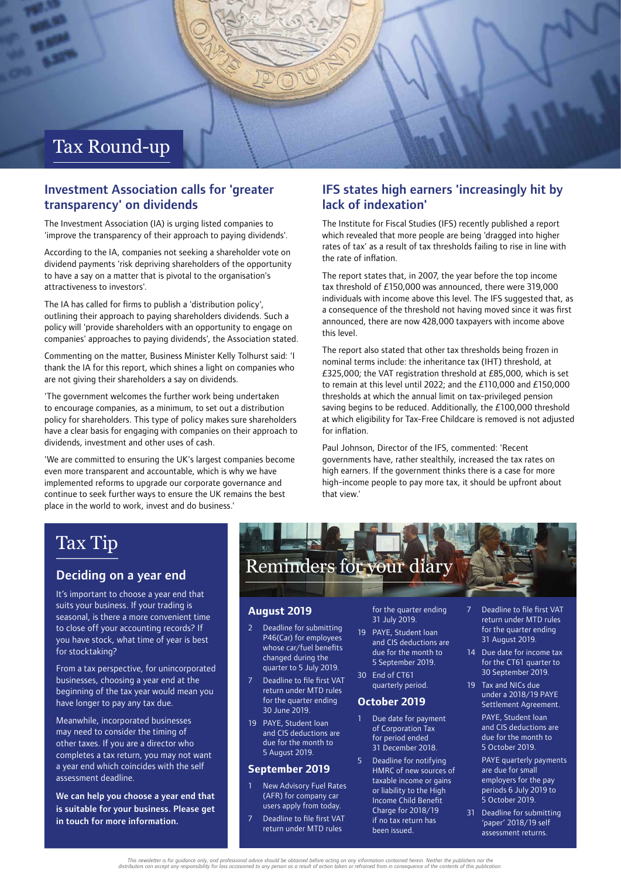# Tax Round-up

## Investment Association calls for 'greater transparency' on dividends

The Investment Association (IA) is urging listed companies to 'improve the transparency of their approach to paying dividends'.

According to the IA, companies not seeking a shareholder vote on dividend payments 'risk depriving shareholders of the opportunity to have a say on a matter that is pivotal to the organisation's attractiveness to investors'.

The IA has called for firms to publish a 'distribution policy', outlining their approach to paying shareholders dividends. Such a policy will 'provide shareholders with an opportunity to engage on companies' approaches to paying dividends', the Association stated.

Commenting on the matter, Business Minister Kelly Tolhurst said: 'I thank the IA for this report, which shines a light on companies who are not giving their shareholders a say on dividends.

'The government welcomes the further work being undertaken to encourage companies, as a minimum, to set out a distribution policy for shareholders. This type of policy makes sure shareholders have a clear basis for engaging with companies on their approach to dividends, investment and other uses of cash.

'We are committed to ensuring the UK's largest companies become even more transparent and accountable, which is why we have implemented reforms to upgrade our corporate governance and continue to seek further ways to ensure the UK remains the best place in the world to work, invest and do business.'

## IFS states high earners 'increasingly hit by lack of indexation'

The Institute for Fiscal Studies (IFS) recently published a report which revealed that more people are being 'dragged into higher rates of tax' as a result of tax thresholds failing to rise in line with the rate of inflation.

The report states that, in 2007, the year before the top income tax threshold of £150,000 was announced, there were 319,000 individuals with income above this level. The IFS suggested that, as a consequence of the threshold not having moved since it was first announced, there are now 428,000 taxpayers with income above this level.

The report also stated that other tax thresholds being frozen in nominal terms include: the inheritance tax (IHT) threshold, at £325,000; the VAT registration threshold at £85,000, which is set to remain at this level until 2022; and the £110,000 and £150,000 thresholds at which the annual limit on tax-privileged pension saving begins to be reduced. Additionally, the £100,000 threshold at which eligibility for Tax-Free Childcare is removed is not adjusted for inflation.

Paul Johnson, Director of the IFS, commented: 'Recent governments have, rather stealthily, increased the tax rates on high earners. If the government thinks there is a case for more high-income people to pay more tax, it should be upfront about that view.'

# Tax Tip

## Deciding on a year end

It's important to choose a year end that suits your business. If your trading is seasonal, is there a more convenient time to close off your accounting records? If you have stock, what time of year is best for stocktaking?

From a tax perspective, for unincorporated businesses, choosing a year end at the beginning of the tax year would mean you have longer to pay any tax due.

Meanwhile, incorporated businesses may need to consider the timing of other taxes. If you are a director who completes a tax return, you may not want a year end which coincides with the self assessment deadline.

**We can help you choose a year end that is suitable for your business. Please get in touch for more information.**

# Reminders for your diary

### August 2019

- 2 Deadline for submitting P46(Car) for employees whose car/fuel benefits changed during the quarter to 5 July 2019.
- 7 Deadline to file first VAT return under MTD rules for the quarter ending 30 June 2019.
- 19 PAYE, Student loan and CIS deductions are due for the month to 5 August 2019.

### September 2019

- 1 New Advisory Fuel Rates (AFR) for company car users apply from today.
- 7 Deadline to file first VAT return under MTD rules for the quarter ending 31 July 2019.
- 19 PAYE, Student loan and CIS deductions are due for the month to 5 September 2019.
- 30 End of CT61 quarterly period.

### October 2019

- 1 Due date for payment of Corporation Tax for period ended 31 December 2018.
- 5 Deadline for notifying HMRC of new sources of taxable income or gains or liability to the High Income Child Benefit Charge for 2018/19 if no tax return has been issued.
- 7 Deadline to file first VAT return under MTD rules for the quarter ending 31 August 2019.
- 14 Due date for income tax for the CT61 quarter to 30 September 2019.
- 19 Tax and NICs due under a 2018/19 PAYE Settlement Agreement.

  PAYE, Student loan and CIS deductions are due for the month to 5 October 2019.

  PAYE quarterly payments are due for small employers for the pay periods 6 July 2019 to 5 October 2019.
- 31 Deadline for submitting 'paper' 2018/19 self assessment returns.

*This newsletter is for guidance only, and professional advice should be obtained before acting on any information contained herein. Neither the publishers nor the distributors can accept any responsibility for loss occasioned to any person as a result of action taken or refrained from in consequence of the contents of this publication.*